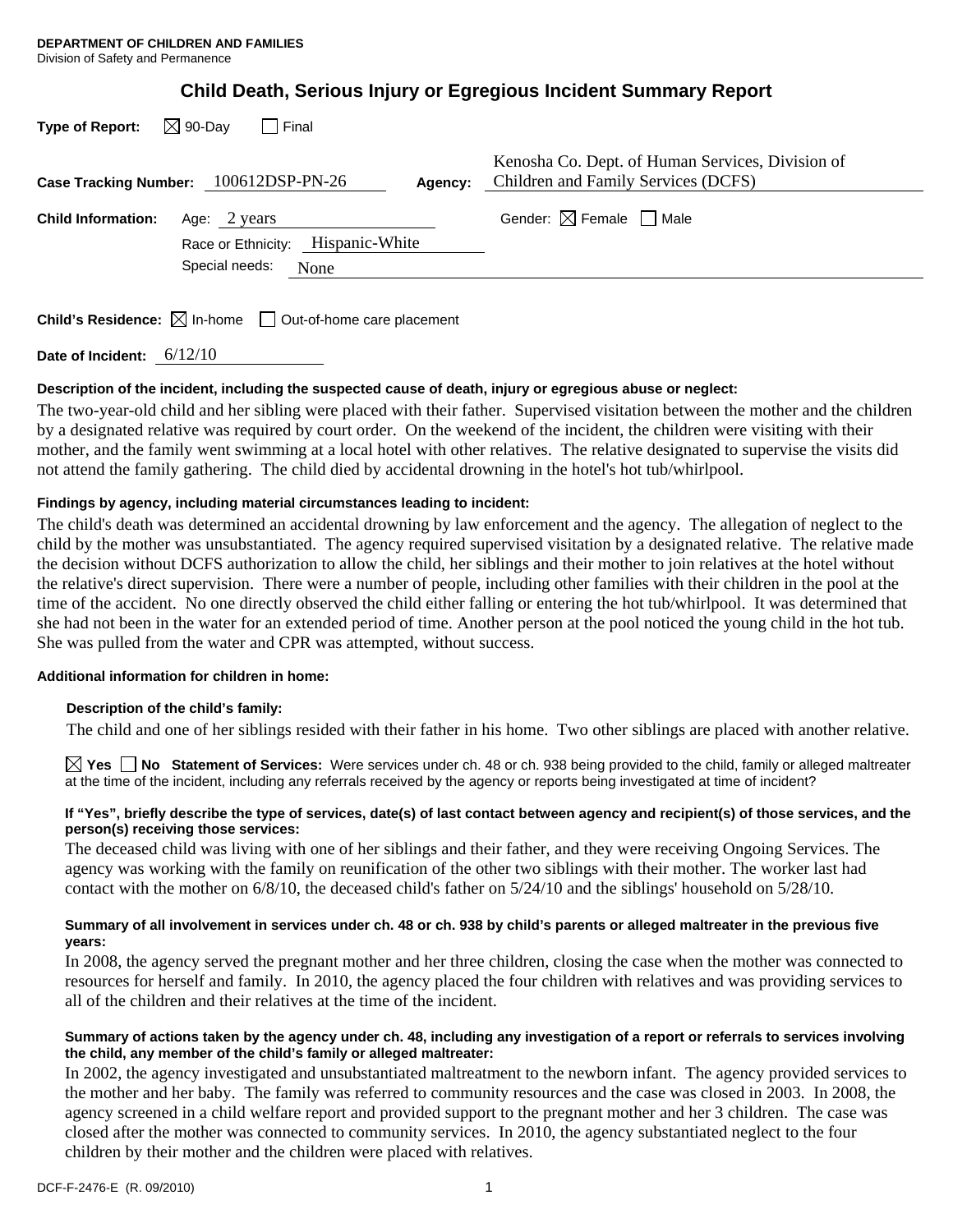**DEPARTMENT OF CHILDREN AND FAMILIES**
Division of Safety and Permanence

# Child Death, Serious Injury or Egregious Incident Summary Report

**Type of Report:** ☒ 90-Day ☐ Final

**Case Tracking Number:** 100612DSP-PN-26 **Agency:** Kenosha Co. Dept. of Human Services, Division of Children and Family Services (DCFS)

**Child Information:** Age: 2 years Gender: ☒ Female ☐ Male

Race or Ethnicity: Hispanic-White

Special needs: None

**Child's Residence:** ☒ In-home ☐ Out-of-home care placement

**Date of Incident:** 6/12/10

**Description of the incident, including the suspected cause of death, injury or egregious abuse or neglect:**

The two-year-old child and her sibling were placed with their father. Supervised visitation between the mother and the children by a designated relative was required by court order. On the weekend of the incident, the children were visiting with their mother, and the family went swimming at a local hotel with other relatives. The relative designated to supervise the visits did not attend the family gathering. The child died by accidental drowning in the hotel's hot tub/whirlpool.

**Findings by agency, including material circumstances leading to incident:**

The child's death was determined an accidental drowning by law enforcement and the agency. The allegation of neglect to the child by the mother was unsubstantiated. The agency required supervised visitation by a designated relative. The relative made the decision without DCFS authorization to allow the child, her siblings and their mother to join relatives at the hotel without the relative's direct supervision. There were a number of people, including other families with their children in the pool at the time of the accident. No one directly observed the child either falling or entering the hot tub/whirlpool. It was determined that she had not been in the water for an extended period of time. Another person at the pool noticed the young child in the hot tub. She was pulled from the water and CPR was attempted, without success.

**Additional information for children in home:**

**Description of the child's family:**

The child and one of her siblings resided with their father in his home. Two other siblings are placed with another relative.

☒ **Yes** ☐ **No** **Statement of Services:** Were services under ch. 48 or ch. 938 being provided to the child, family or alleged maltreater at the time of the incident, including any referrals received by the agency or reports being investigated at time of incident?

**If "Yes", briefly describe the type of services, date(s) of last contact between agency and recipient(s) of those services, and the person(s) receiving those services:**

The deceased child was living with one of her siblings and their father, and they were receiving Ongoing Services. The agency was working with the family on reunification of the other two siblings with their mother. The worker last had contact with the mother on 6/8/10, the deceased child's father on 5/24/10 and the siblings' household on 5/28/10.

**Summary of all involvement in services under ch. 48 or ch. 938 by child's parents or alleged maltreater in the previous five years:**

In 2008, the agency served the pregnant mother and her three children, closing the case when the mother was connected to resources for herself and family. In 2010, the agency placed the four children with relatives and was providing services to all of the children and their relatives at the time of the incident.

**Summary of actions taken by the agency under ch. 48, including any investigation of a report or referrals to services involving the child, any member of the child's family or alleged maltreater:**

In 2002, the agency investigated and unsubstantiated maltreatment to the newborn infant. The agency provided services to the mother and her baby. The family was referred to community resources and the case was closed in 2003. In 2008, the agency screened in a child welfare report and provided support to the pregnant mother and her 3 children. The case was closed after the mother was connected to community services. In 2010, the agency substantiated neglect to the four children by their mother and the children were placed with relatives.

DCF-F-2476-E (R. 09/2010)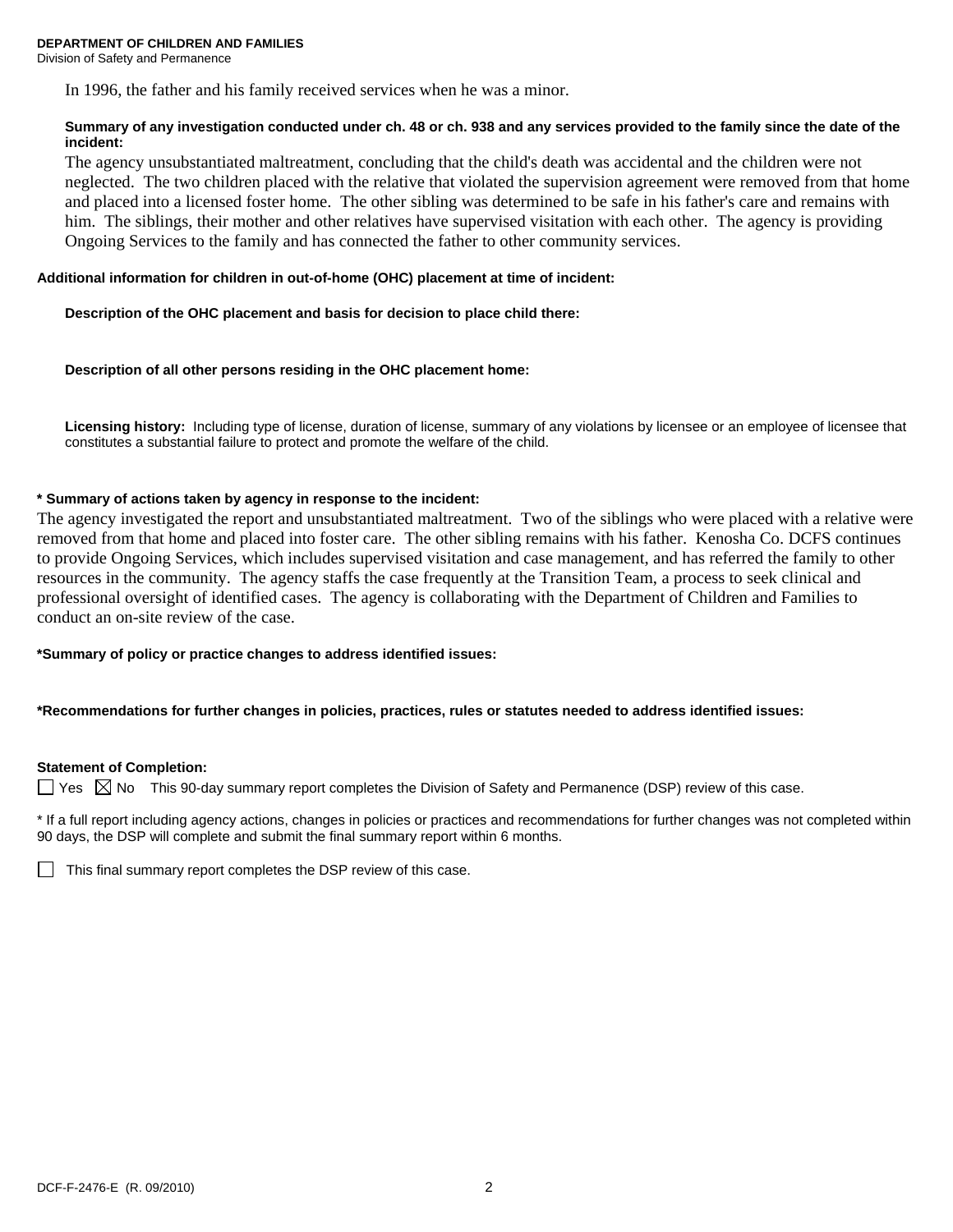In 1996, the father and his family received services when he was a minor.

**Summary of any investigation conducted under ch. 48 or ch. 938 and any services provided to the family since the date of the incident:**

The agency unsubstantiated maltreatment, concluding that the child's death was accidental and the children were not neglected. The two children placed with the relative that violated the supervision agreement were removed from that home and placed into a licensed foster home. The other sibling was determined to be safe in his father's care and remains with him. The siblings, their mother and other relatives have supervised visitation with each other. The agency is providing Ongoing Services to the family and has connected the father to other community services.

**Additional information for children in out-of-home (OHC) placement at time of incident:**

**Description of the OHC placement and basis for decision to place child there:**

**Description of all other persons residing in the OHC placement home:**

**Licensing history:** Including type of license, duration of license, summary of any violations by licensee or an employee of licensee that constitutes a substantial failure to protect and promote the welfare of the child.

**\* Summary of actions taken by agency in response to the incident:**

The agency investigated the report and unsubstantiated maltreatment. Two of the siblings who were placed with a relative were removed from that home and placed into foster care. The other sibling remains with his father. Kenosha Co. DCFS continues to provide Ongoing Services, which includes supervised visitation and case management, and has referred the family to other resources in the community. The agency staffs the case frequently at the Transition Team, a process to seek clinical and professional oversight of identified cases. The agency is collaborating with the Department of Children and Families to conduct an on-site review of the case.

**\*Summary of policy or practice changes to address identified issues:**

**\*Recommendations for further changes in policies, practices, rules or statutes needed to address identified issues:**

**Statement of Completion:**

☐ Yes ☒ No This 90-day summary report completes the Division of Safety and Permanence (DSP) review of this case.

\* If a full report including agency actions, changes in policies or practices and recommendations for further changes was not completed within 90 days, the DSP will complete and submit the final summary report within 6 months.

☐ This final summary report completes the DSP review of this case.

DCF-F-2476-E (R. 09/2010)